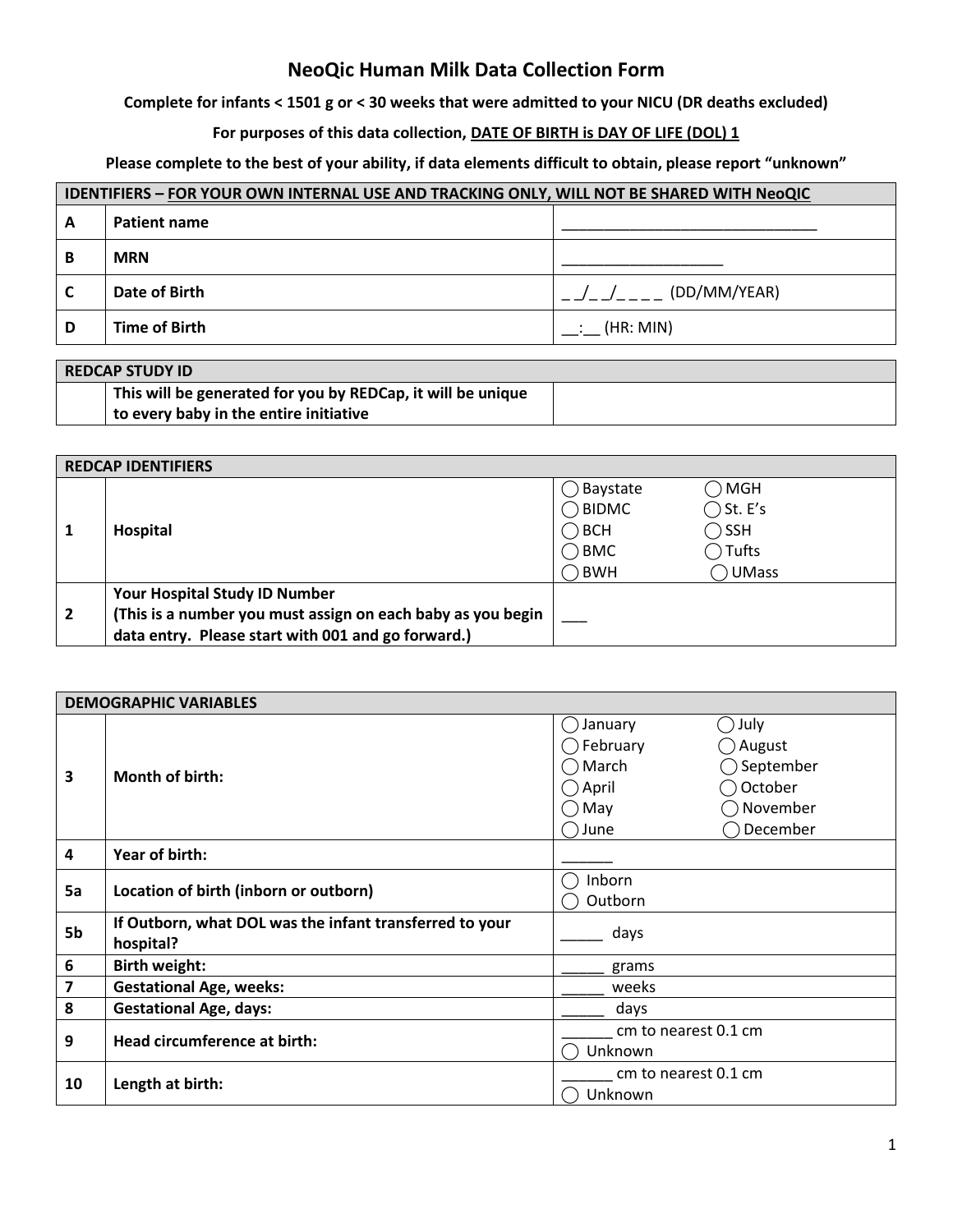# NeoQic Human Milk Data Collection Form

**Complete for infants < 1501 g or < 30 weeks that were admitted to your NICU (DR deaths excluded)**

**For purposes of this data collection, DATE OF BIRTH is DAY OF LIFE (DOL) 1**

**Please complete to the best of your ability, if data elements difficult to obtain, please report "unknown"**

| IDENTIFIERS – FOR YOUR OWN INTERNAL USE AND TRACKING ONLY, WILL NOT BE SHARED WITH NeoQIC | | |
|---|---|---|
| **A** | **Patient name** | _______________________________ |
| **B** | **MRN** | ___________________ |
| **C** | **Date of Birth** | _ _/_ _/_ _ _ _ (DD/MM/YEAR) |
| **D** | **Time of Birth** | __:__ (HR: MIN) |

| REDCAP STUDY ID | | |
|---|---|---|
| | **This will be generated for you by REDCap, it will be unique to every baby in the entire initiative** | |

| REDCAP IDENTIFIERS | | |
|---|---|---|
| **1** | **Hospital** | ◯ Baystate ◯ BIDMC ◯ BCH ◯ BMC ◯ BWH ◯ MGH ◯ St. E's ◯ SSH ◯ Tufts ◯ UMass |
| **2** | **Your Hospital Study ID Number (This is a number you must assign on each baby as you begin data entry. Please start with 001 and go forward.)** | ___ |

| DEMOGRAPHIC VARIABLES | | |
|---|---|---|
| **3** | **Month of birth:** | ◯ January ◯ February ◯ March ◯ April ◯ May ◯ June ◯ July ◯ August ◯ September ◯ October ◯ November ◯ December |
| **4** | **Year of birth:** | ______ |
| **5a** | **Location of birth (inborn or outborn)** | ◯ Inborn ◯ Outborn |
| **5b** | **If Outborn, what DOL was the infant transferred to your hospital?** | _____ days |
| **6** | **Birth weight:** | _____ grams |
| **7** | **Gestational Age, weeks:** | _____ weeks |
| **8** | **Gestational Age, days:** | _____ days |
| **9** | **Head circumference at birth:** | ______ cm to nearest 0.1 cm ◯ Unknown |
| **10** | **Length at birth:** | ______ cm to nearest 0.1 cm ◯ Unknown |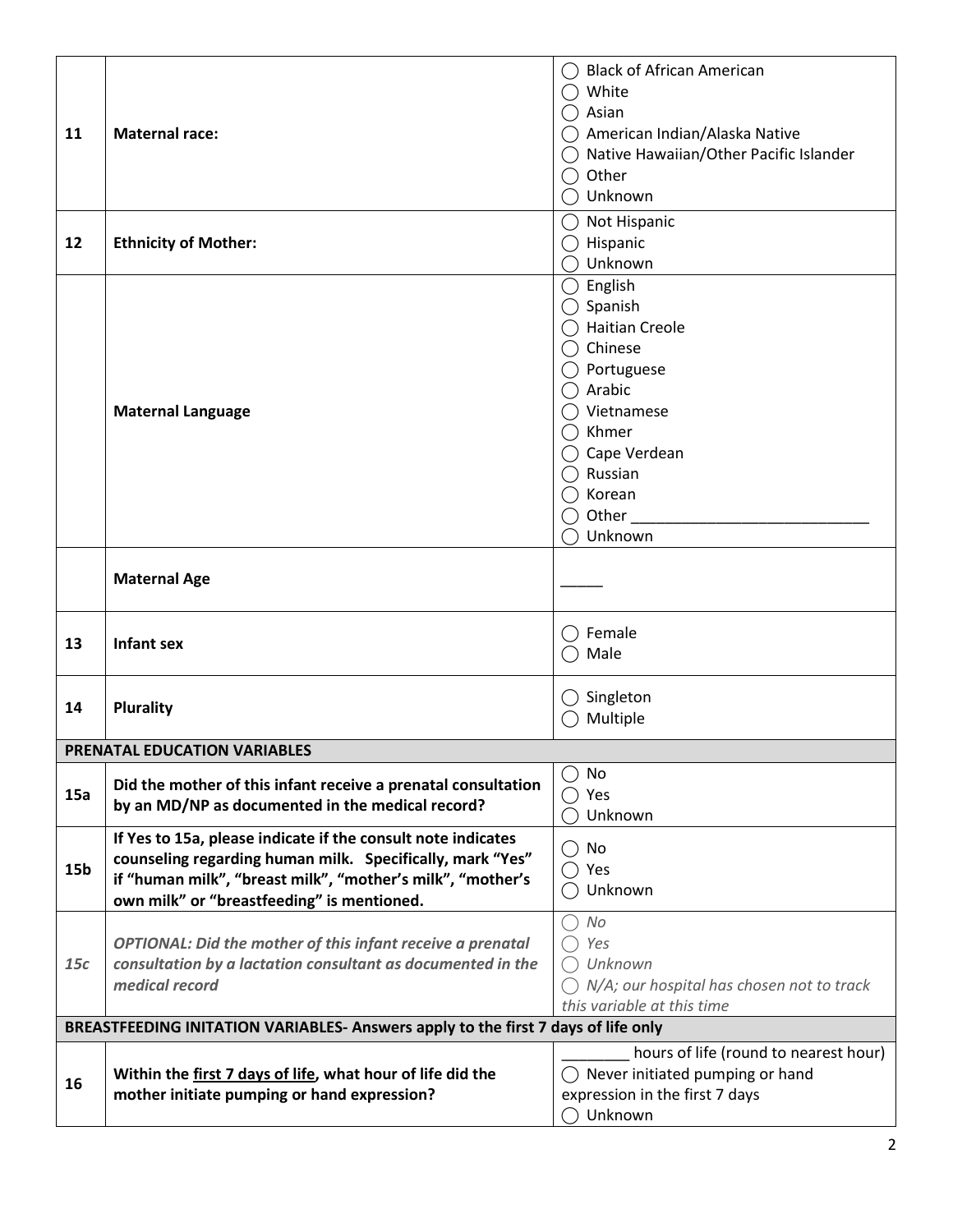| | | |
|---|---|---|
| 11 | **Maternal race:** | ◯ Black of African American<br>◯ White<br>◯ Asian<br>◯ American Indian/Alaska Native<br>◯ Native Hawaiian/Other Pacific Islander<br>◯ Other<br>◯ Unknown |
| 12 | **Ethnicity of Mother:** | ◯ Not Hispanic<br>◯ Hispanic<br>◯ Unknown |
| | **Maternal Language** | ◯ English<br>◯ Spanish<br>◯ Haitian Creole<br>◯ Chinese<br>◯ Portuguese<br>◯ Arabic<br>◯ Vietnamese<br>◯ Khmer<br>◯ Cape Verdean<br>◯ Russian<br>◯ Korean<br>◯ Other ____________________________<br>◯ Unknown |
| | **Maternal Age** | _____ |
| 13 | **Infant sex** | ◯ Female<br>◯ Male |
| 14 | **Plurality** | ◯ Singleton<br>◯ Multiple |
| **PRENATAL EDUCATION VARIABLES** | | |
| **15a** | **Did the mother of this infant receive a prenatal consultation by an MD/NP as documented in the medical record?** | ◯ No<br>◯ Yes<br>◯ Unknown |
| **15b** | **If Yes to 15a, please indicate if the consult note indicates counseling regarding human milk. Specifically, mark "Yes" if "human milk", "breast milk", "mother's milk", "mother's own milk" or "breastfeeding" is mentioned.** | ◯ No<br>◯ Yes<br>◯ Unknown |
| ***15c*** | ***OPTIONAL: Did the mother of this infant receive a prenatal consultation by a lactation consultant as documented in the medical record*** | *◯ No*<br>*◯ Yes*<br>*◯ Unknown*<br>*◯ N/A; our hospital has chosen not to track this variable at this time* |
| **BREASTFEEDING INITATION VARIABLES- Answers apply to the first 7 days of life only** | | |
| **16** | **Within the <u>first 7 days of life</u>, what hour of life did the mother initiate pumping or hand expression?** | ________ hours of life (round to nearest hour)<br>◯ Never initiated pumping or hand expression in the first 7 days<br>◯ Unknown |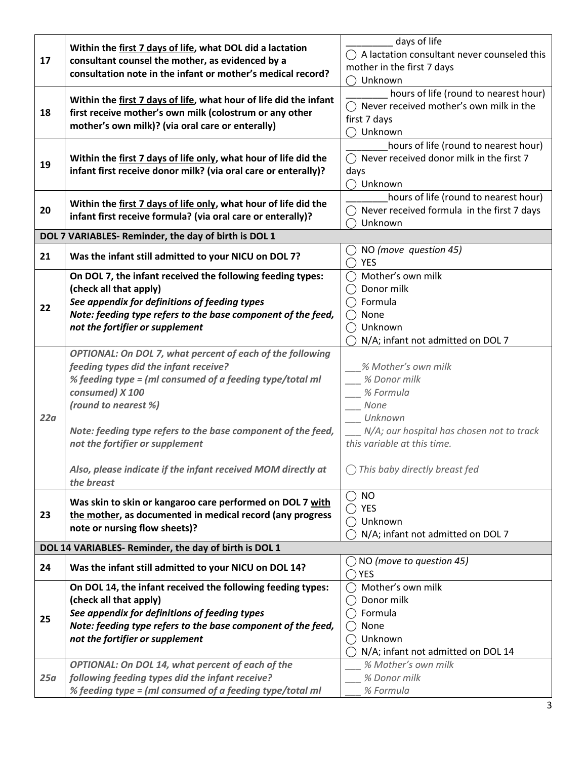| | | |
|---|---|---|
| **17** | **Within the first 7 days of life, what DOL did a lactation consultant counsel the mother, as evidenced by a consultation note in the infant or mother's medical record?** | _________ days of life<br>◯ A lactation consultant never counseled this mother in the first 7 days<br>◯ Unknown |
| **18** | **Within the first 7 days of life, what hour of life did the infant first receive mother's own milk (colostrum or any other mother's own milk)? (via oral care or enterally)** | ________ hours of life (round to nearest hour)<br>◯ Never received mother's own milk in the first 7 days<br>◯ Unknown |
| **19** | **Within the first 7 days of life only, what hour of life did the infant first receive donor milk? (via oral care or enterally)?** | ________hours of life (round to nearest hour)<br>◯ Never received donor milk in the first 7 days<br>◯ Unknown |
| **20** | **Within the first 7 days of life only, what hour of life did the infant first receive formula? (via oral care or enterally)?** | ________hours of life (round to nearest hour)<br>◯ Never received formula in the first 7 days<br>◯ Unknown |
| **DOL 7 VARIABLES- Reminder, the day of birth is DOL 1** | | |
| **21** | **Was the infant still admitted to your NICU on DOL 7?** | ◯ NO *(move question 45)*<br>◯ YES |
| **22** | **On DOL 7, the infant received the following feeding types: (check all that apply)**<br>***See appendix for definitions of feeding types***<br>***Note: feeding type refers to the base component of the feed, not the fortifier or supplement*** | ◯ Mother's own milk<br>◯ Donor milk<br>◯ Formula<br>◯ None<br>◯ Unknown<br>◯ N/A; infant not admitted on DOL 7 |
| ***22a*** | ***OPTIONAL: On DOL 7, what percent of each of the following feeding types did the infant receive?***<br>***% feeding type = (ml consumed of a feeding type/total ml consumed) X 100***<br>***(round to nearest %)***<br><br>***Note: feeding type refers to the base component of the feed, not the fortifier or supplement***<br><br>***Also, please indicate if the infant received MOM directly at the breast*** | *___% Mother's own milk*<br>*___ % Donor milk*<br>*___ % Formula*<br>*___ None*<br>*___ Unknown*<br>*___ N/A; our hospital has chosen not to track this variable at this time.*<br><br>◯ *This baby directly breast fed* |
| **23** | **Was skin to skin or kangaroo care performed on DOL 7 with the mother, as documented in medical record (any progress note or nursing flow sheets)?** | ◯ NO<br>◯ YES<br>◯ Unknown<br>◯ N/A; infant not admitted on DOL 7 |
| **DOL 14 VARIABLES- Reminder, the day of birth is DOL 1** | | |
| **24** | **Was the infant still admitted to your NICU on DOL 14?** | ◯ NO *(move to question 45)*<br>◯ YES |
| **25** | **On DOL 14, the infant received the following feeding types: (check all that apply)**<br>***See appendix for definitions of feeding types***<br>***Note: feeding type refers to the base component of the feed, not the fortifier or supplement*** | ◯ Mother's own milk<br>◯ Donor milk<br>◯ Formula<br>◯ None<br>◯ Unknown<br>◯ N/A; infant not admitted on DOL 14 |
| ***25a*** | ***OPTIONAL: On DOL 14, what percent of each of the following feeding types did the infant receive?***<br>***% feeding type = (ml consumed of a feeding type/total ml*** | *___ % Mother's own milk*<br>*___ % Donor milk*<br>*___ % Formula* |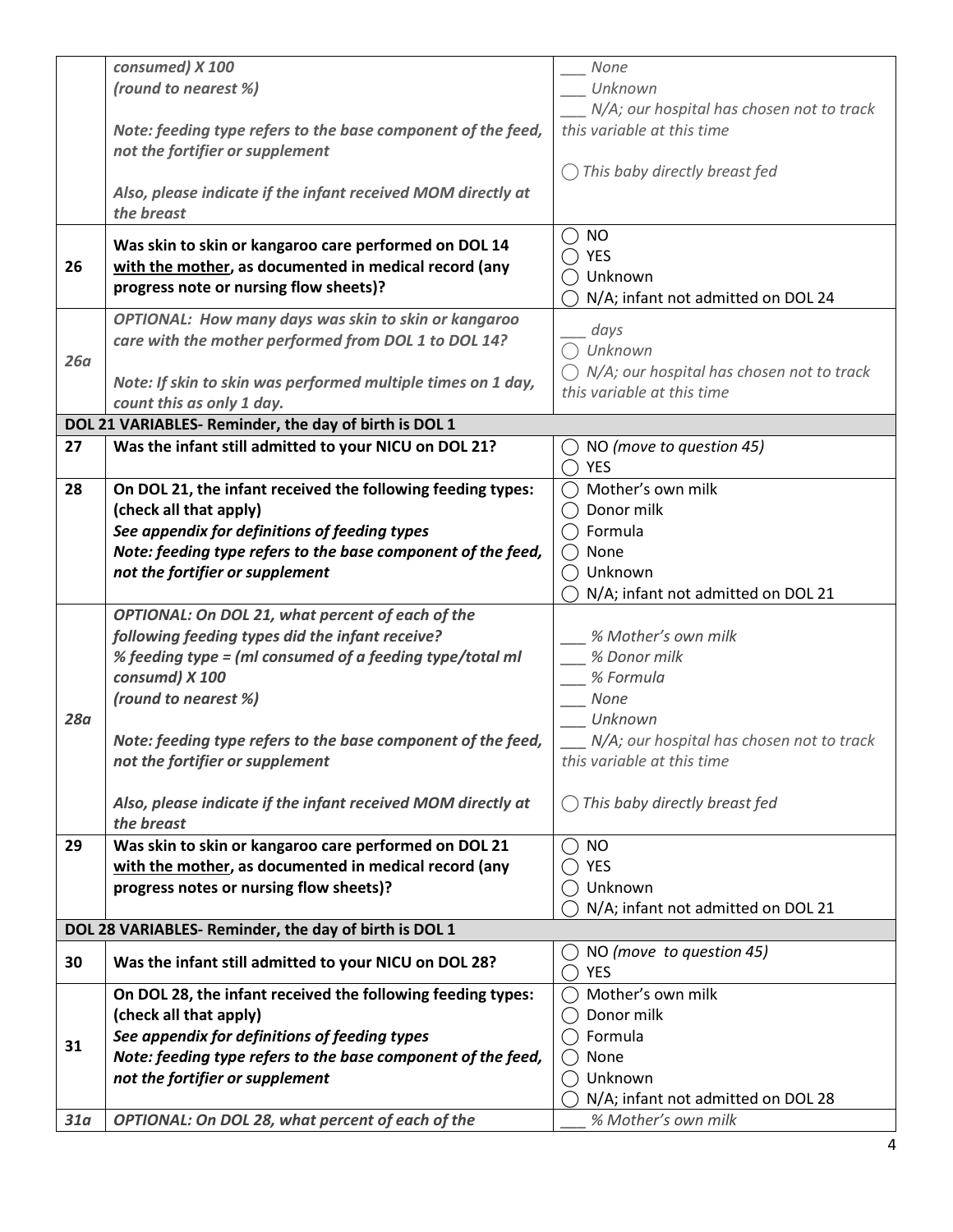| | | |
|---|---|---|
| | ***consumed) X 100*** <br> ***(round to nearest %)*** <br><br> ***Note: feeding type refers to the base component of the feed, not the fortifier or supplement*** <br><br> ***Also, please indicate if the infant received MOM directly at the breast*** | *___ None* <br> *___ Unknown* <br> *___ N/A; our hospital has chosen not to track this variable at this time* <br><br> ◯ *This baby directly breast fed* |
| **26** | **Was skin to skin or kangaroo care performed on DOL 14 <u>with the mother</u>, as documented in medical record (any progress note or nursing flow sheets)?** | ◯ NO <br> ◯ YES <br> ◯ Unknown <br> ◯ N/A; infant not admitted on DOL 24 |
| ***26a*** | ***OPTIONAL: How many days was skin to skin or kangaroo care with the mother performed from DOL 1 to DOL 14?*** <br><br> ***Note: If skin to skin was performed multiple times on 1 day, count this as only 1 day.*** | *___ days* <br> ◯ *Unknown* <br> ◯ *N/A; our hospital has chosen not to track this variable at this time* |
| **DOL 21 VARIABLES- Reminder, the day of birth is DOL 1** | | |
| **27** | **Was the infant still admitted to your NICU on DOL 21?** | ◯ NO *(move to question 45)* <br> ◯ YES |
| **28** | **On DOL 21, the infant received the following feeding types: (check all that apply)** <br> ***See appendix for definitions of feeding types*** <br> ***Note: feeding type refers to the base component of the feed, not the fortifier or supplement*** | ◯ Mother's own milk <br> ◯ Donor milk <br> ◯ Formula <br> ◯ None <br> ◯ Unknown <br> ◯ N/A; infant not admitted on DOL 21 |
| ***28a*** | ***OPTIONAL: On DOL 21, what percent of each of the following feeding types did the infant receive?*** <br> ***% feeding type = (ml consumed of a feeding type/total ml consumd) X 100*** <br> ***(round to nearest %)*** <br><br> ***Note: feeding type refers to the base component of the feed, not the fortifier or supplement*** <br><br> ***Also, please indicate if the infant received MOM directly at the breast*** | *___ % Mother's own milk* <br> *___ % Donor milk* <br> *___ % Formula* <br> *___ None* <br> *___ Unknown* <br> *___ N/A; our hospital has chosen not to track this variable at this time* <br><br> ◯ *This baby directly breast fed* |
| **29** | **Was skin to skin or kangaroo care performed on DOL 21 <u>with the mother</u>, as documented in medical record (any progress notes or nursing flow sheets)?** | ◯ NO <br> ◯ YES <br> ◯ Unknown <br> ◯ N/A; infant not admitted on DOL 21 |
| **DOL 28 VARIABLES- Reminder, the day of birth is DOL 1** | | |
| **30** | **Was the infant still admitted to your NICU on DOL 28?** | ◯ NO *(move to question 45)* <br> ◯ YES |
| **31** | **On DOL 28, the infant received the following feeding types: (check all that apply)** <br> ***See appendix for definitions of feeding types*** <br> ***Note: feeding type refers to the base component of the feed, not the fortifier or supplement*** | ◯ Mother's own milk <br> ◯ Donor milk <br> ◯ Formula <br> ◯ None <br> ◯ Unknown <br> ◯ N/A; infant not admitted on DOL 28 |
| ***31a*** | ***OPTIONAL: On DOL 28, what percent of each of the*** | *___ % Mother's own milk* |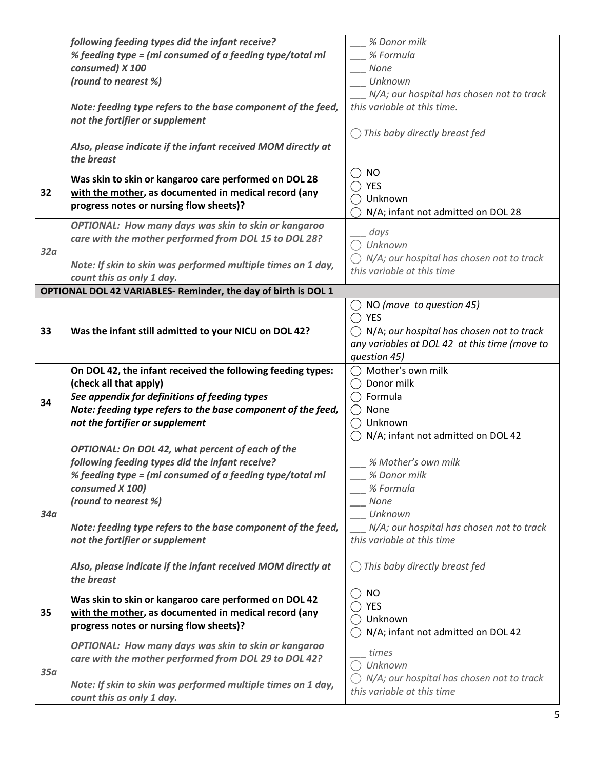| | | |
|---|---|---|
| | ***following feeding types did the infant receive?*** <br> ***% feeding type = (ml consumed of a feeding type/total ml consumed) X 100*** <br> ***(round to nearest %)*** <br><br> ***Note: feeding type refers to the base component of the feed, not the fortifier or supplement*** <br><br> ***Also, please indicate if the infant received MOM directly at the breast*** | *___ % Donor milk* <br> *___ % Formula* <br> *___ None* <br> *___ Unknown* <br> *___ N/A; our hospital has chosen not to track this variable at this time.* <br><br> *◯ This baby directly breast fed* |
| **32** | **Was skin to skin or kangaroo care performed on DOL 28 <u>with the mother</u>, as documented in medical record (any progress notes or nursing flow sheets)?** | ◯ NO <br> ◯ YES <br> ◯ Unknown <br> ◯ N/A; infant not admitted on DOL 28 |
| ***32a*** | ***OPTIONAL: How many days was skin to skin or kangaroo care with the mother performed from DOL 15 to DOL 28?*** <br><br> ***Note: If skin to skin was performed multiple times on 1 day, count this as only 1 day.*** | *___ days* <br> *◯ Unknown* <br> *◯ N/A; our hospital has chosen not to track this variable at this time* |
| **OPTIONAL DOL 42 VARIABLES- Reminder, the day of birth is DOL 1** | | |
| **33** | **Was the infant still admitted to your NICU on DOL 42?** | ◯ NO *(move to question 45)* <br> ◯ YES <br> ◯ N/A; *our hospital has chosen not to track any variables at DOL 42 at this time (move to question 45)* |
| **34** | **On DOL 42, the infant received the following feeding types: (check all that apply)** <br> ***See appendix for definitions of feeding types*** <br> ***Note: feeding type refers to the base component of the feed, not the fortifier or supplement*** | ◯ Mother's own milk <br> ◯ Donor milk <br> ◯ Formula <br> ◯ None <br> ◯ Unknown <br> ◯ N/A; infant not admitted on DOL 42 |
| ***34a*** | ***OPTIONAL: On DOL 42, what percent of each of the following feeding types did the infant receive?*** <br> ***% feeding type = (ml consumed of a feeding type/total ml consumed X 100)*** <br> ***(round to nearest %)*** <br><br> ***Note: feeding type refers to the base component of the feed, not the fortifier or supplement*** <br><br> ***Also, please indicate if the infant received MOM directly at the breast*** | *___ % Mother's own milk* <br> *___ % Donor milk* <br> *___ % Formula* <br> *___ None* <br> *___ Unknown* <br> *___ N/A; our hospital has chosen not to track this variable at this time* <br><br> *◯ This baby directly breast fed* |
| **35** | **Was skin to skin or kangaroo care performed on DOL 42 <u>with the mother</u>, as documented in medical record (any progress notes or nursing flow sheets)?** | ◯ NO <br> ◯ YES <br> ◯ Unknown <br> ◯ N/A; infant not admitted on DOL 42 |
| ***35a*** | ***OPTIONAL: How many days was skin to skin or kangaroo care with the mother performed from DOL 29 to DOL 42?*** <br><br> ***Note: If skin to skin was performed multiple times on 1 day, count this as only 1 day.*** | *___ times* <br> *◯ Unknown* <br> *◯ N/A; our hospital has chosen not to track this variable at this time* |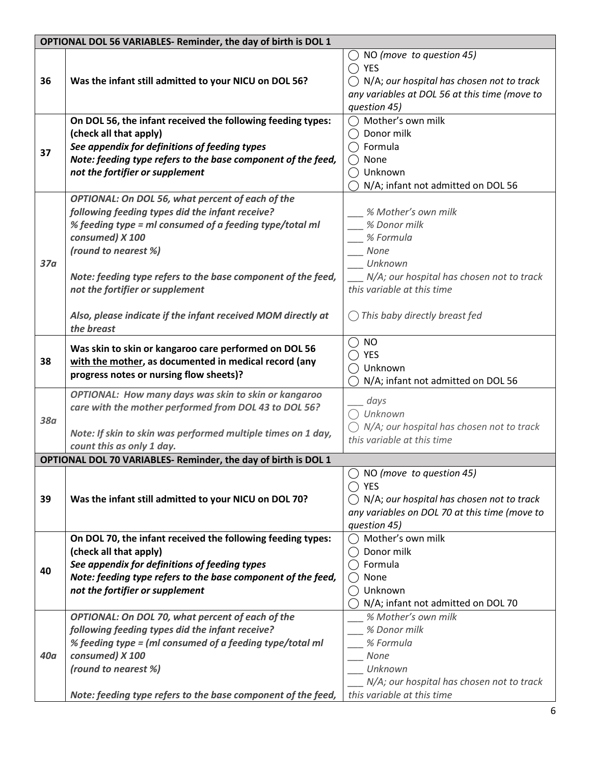| | OPTIONAL DOL 56 VARIABLES- Reminder, the day of birth is DOL 1 | |
|---|---|---|
| **36** | **Was the infant still admitted to your NICU on DOL 56?** | ◯ NO *(move to question 45)*<br>◯ YES<br>◯ N/A; *our hospital has chosen not to track any variables at DOL 56 at this time (move to question 45)* |
| **37** | **On DOL 56, the infant received the following feeding types: (check all that apply)**<br>***See appendix for definitions of feeding types***<br>***Note: feeding type refers to the base component of the feed, not the fortifier or supplement*** | ◯ Mother's own milk<br>◯ Donor milk<br>◯ Formula<br>◯ None<br>◯ Unknown<br>◯ N/A; infant not admitted on DOL 56 |
| ***37a*** | ***OPTIONAL: On DOL 56, what percent of each of the following feeding types did the infant receive?***<br>***% feeding type = ml consumed of a feeding type/total ml consumed) X 100***<br>***(round to nearest %)***<br><br>***Note: feeding type refers to the base component of the feed, not the fortifier or supplement***<br><br>***Also, please indicate if the infant received MOM directly at the breast*** | *___ % Mother's own milk*<br>*___ % Donor milk*<br>*___ % Formula*<br>*___ None*<br>*___ Unknown*<br>*___ N/A; our hospital has chosen not to track this variable at this time*<br><br>◯ *This baby directly breast fed* |
| **38** | **Was skin to skin or kangaroo care performed on DOL 56 <u>with the mother</u>, as documented in medical record (any progress notes or nursing flow sheets)?** | ◯ NO<br>◯ YES<br>◯ Unknown<br>◯ N/A; infant not admitted on DOL 56 |
| ***38a*** | ***OPTIONAL: How many days was skin to skin or kangaroo care with the mother performed from DOL 43 to DOL 56?***<br><br>***Note: If skin to skin was performed multiple times on 1 day, count this as only 1 day.*** | *___ days*<br>◯ *Unknown*<br>◯ *N/A; our hospital has chosen not to track this variable at this time* |
| | **OPTIONAL DOL 70 VARIABLES- Reminder, the day of birth is DOL 1** | |
| **39** | **Was the infant still admitted to your NICU on DOL 70?** | ◯ NO *(move to question 45)*<br>◯ YES<br>◯ N/A; *our hospital has chosen not to track any variables on DOL 70 at this time (move to question 45)* |
| **40** | **On DOL 70, the infant received the following feeding types: (check all that apply)**<br>***See appendix for definitions of feeding types***<br>***Note: feeding type refers to the base component of the feed, not the fortifier or supplement*** | ◯ Mother's own milk<br>◯ Donor milk<br>◯ Formula<br>◯ None<br>◯ Unknown<br>◯ N/A; infant not admitted on DOL 70 |
| ***40a*** | ***OPTIONAL: On DOL 70, what percent of each of the following feeding types did the infant receive?***<br>***% feeding type = (ml consumed of a feeding type/total ml consumed) X 100***<br>***(round to nearest %)***<br><br>***Note: feeding type refers to the base component of the feed,*** | *___ % Mother's own milk*<br>*___ % Donor milk*<br>*___ % Formula*<br>*___ None*<br>*___ Unknown*<br>*___ N/A; our hospital has chosen not to track this variable at this time* |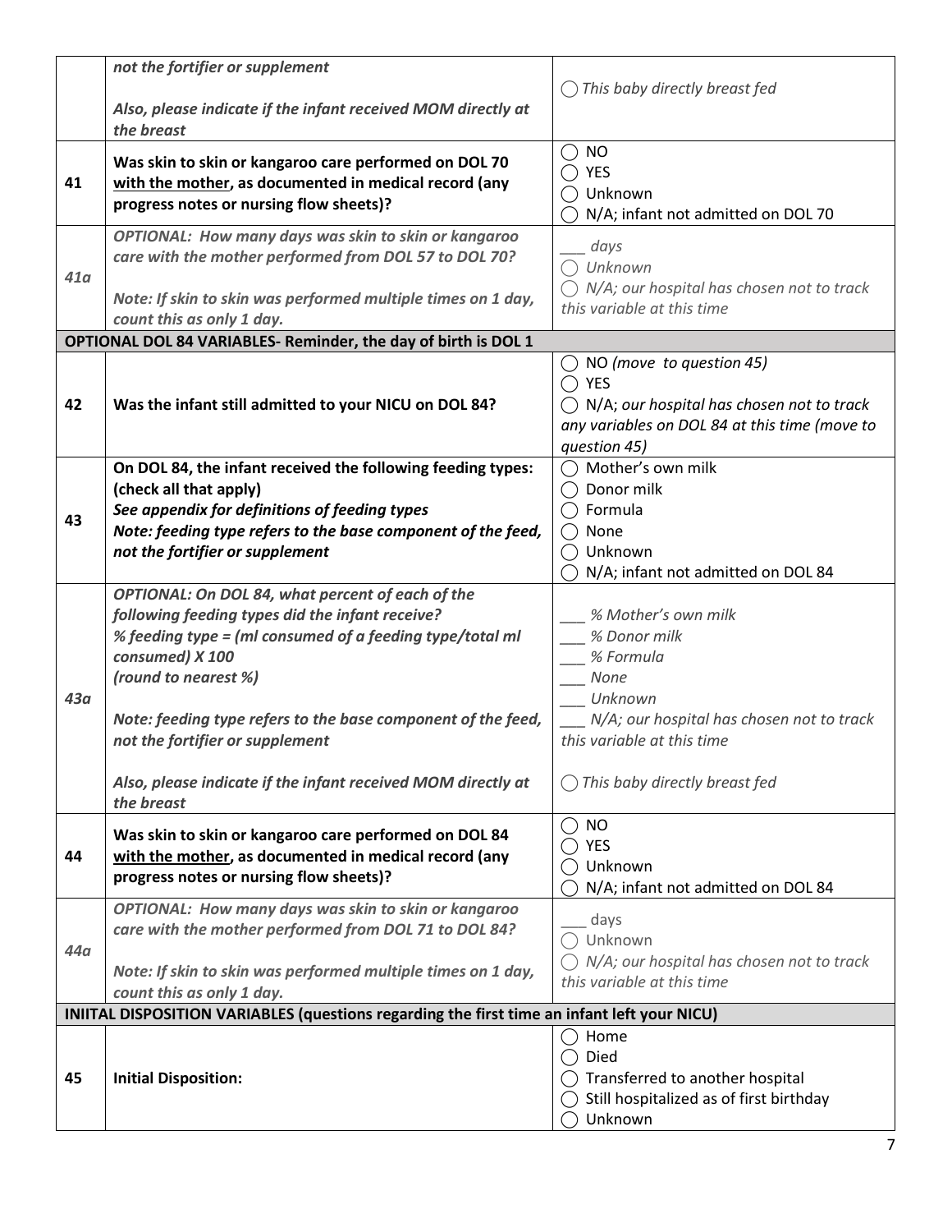| | | |
|---|---|---|
| | ***not the fortifier or supplement***<br><br>***Also, please indicate if the infant received MOM directly at the breast*** | ◯ *This baby directly breast fed* |
| **41** | **Was skin to skin or kangaroo care performed on DOL 70 <u>with the mother</u>, as documented in medical record (any progress notes or nursing flow sheets)?** | ◯ NO<br>◯ YES<br>◯ Unknown<br>◯ N/A; infant not admitted on DOL 70 |
| ***41a*** | ***OPTIONAL: How many days was skin to skin or kangaroo care with the mother performed from DOL 57 to DOL 70?***<br><br>***Note: If skin to skin was performed multiple times on 1 day, count this as only 1 day.*** | *___ days*<br>◯ *Unknown*<br>◯ *N/A; our hospital has chosen not to track this variable at this time* |
| **OPTIONAL DOL 84 VARIABLES- Reminder, the day of birth is DOL 1** | | |
| **42** | **Was the infant still admitted to your NICU on DOL 84?** | ◯ NO *(move to question 45)*<br>◯ YES<br>◯ N/A; *our hospital has chosen not to track any variables on DOL 84 at this time (move to question 45)* |
| **43** | **On DOL 84, the infant received the following feeding types: (check all that apply)**<br>***See appendix for definitions of feeding types***<br>***Note: feeding type refers to the base component of the feed, not the fortifier or supplement*** | ◯ Mother's own milk<br>◯ Donor milk<br>◯ Formula<br>◯ None<br>◯ Unknown<br>◯ N/A; infant not admitted on DOL 84 |
| ***43a*** | ***OPTIONAL: On DOL 84, what percent of each of the following feeding types did the infant receive?***<br>***% feeding type = (ml consumed of a feeding type/total ml consumed) X 100***<br>***(round to nearest %)***<br><br>***Note: feeding type refers to the base component of the feed, not the fortifier or supplement***<br><br>***Also, please indicate if the infant received MOM directly at the breast*** | *___ % Mother's own milk*<br>*___ % Donor milk*<br>*___ % Formula*<br>*___ None*<br>*___ Unknown*<br>*___ N/A; our hospital has chosen not to track this variable at this time*<br><br>◯ *This baby directly breast fed* |
| **44** | **Was skin to skin or kangaroo care performed on DOL 84 <u>with the mother</u>, as documented in medical record (any progress notes or nursing flow sheets)?** | ◯ NO<br>◯ YES<br>◯ Unknown<br>◯ N/A; infant not admitted on DOL 84 |
| ***44a*** | ***OPTIONAL: How many days was skin to skin or kangaroo care with the mother performed from DOL 71 to DOL 84?***<br><br>***Note: If skin to skin was performed multiple times on 1 day, count this as only 1 day.*** | ___ days<br>◯ Unknown<br>◯ *N/A; our hospital has chosen not to track this variable at this time* |
| **INIITAL DISPOSITION VARIABLES (questions regarding the first time an infant left your NICU)** | | |
| **45** | **Initial Disposition:** | ◯ Home<br>◯ Died<br>◯ Transferred to another hospital<br>◯ Still hospitalized as of first birthday<br>◯ Unknown |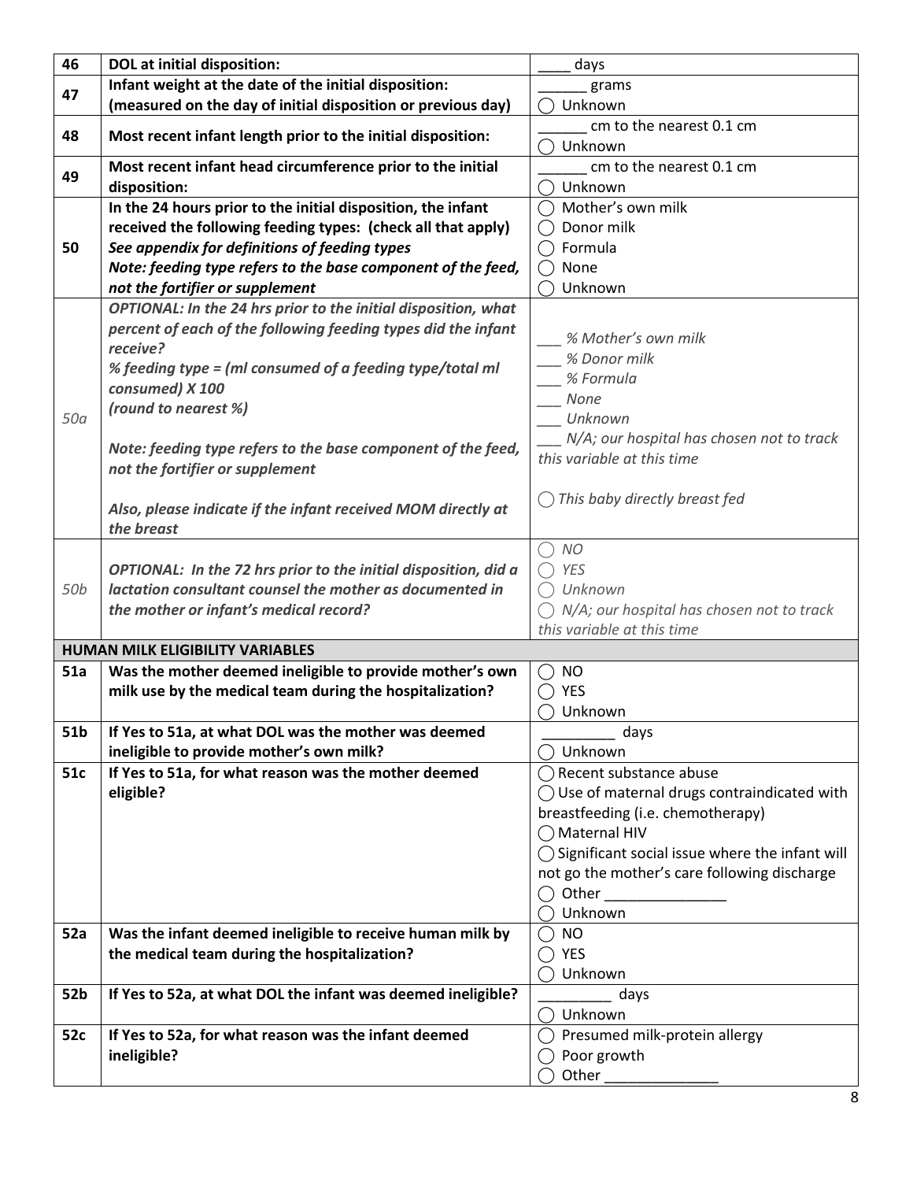| | | |
|---|---|---|
| **46** | **DOL at initial disposition:** | ____ days |
| **47** | **Infant weight at the date of the initial disposition: (measured on the day of initial disposition or previous day)** | ______ grams<br>◯ Unknown |
| **48** | **Most recent infant length prior to the initial disposition:** | ______ cm to the nearest 0.1 cm<br>◯ Unknown |
| **49** | **Most recent infant head circumference prior to the initial disposition:** | ______ cm to the nearest 0.1 cm<br>◯ Unknown |
| **50** | **In the 24 hours prior to the initial disposition, the infant received the following feeding types: (check all that apply)**<br>***See appendix for definitions of feeding types***<br>***Note: feeding type refers to the base component of the feed, not the fortifier or supplement*** | ◯ Mother's own milk<br>◯ Donor milk<br>◯ Formula<br>◯ None<br>◯ Unknown |
| *50a* | ***OPTIONAL: In the 24 hrs prior to the initial disposition, what percent of each of the following feeding types did the infant receive?***<br>***% feeding type = (ml consumed of a feeding type/total ml consumed) X 100***<br>***(round to nearest %)***<br><br>***Note: feeding type refers to the base component of the feed, not the fortifier or supplement***<br><br>***Also, please indicate if the infant received MOM directly at the breast*** | *___ % Mother's own milk*<br>*___ % Donor milk*<br>*___ % Formula*<br>*___ None*<br>*___ Unknown*<br>*___ N/A; our hospital has chosen not to track this variable at this time*<br><br>◯ *This baby directly breast fed* |
| *50b* | ***OPTIONAL: In the 72 hrs prior to the initial disposition, did a lactation consultant counsel the mother as documented in the mother or infant's medical record?*** | ◯ *NO*<br>◯ *YES*<br>◯ *Unknown*<br>◯ *N/A; our hospital has chosen not to track this variable at this time* |
| **HUMAN MILK ELIGIBILITY VARIABLES** | | |
| **51a** | **Was the mother deemed ineligible to provide mother's own milk use by the medical team during the hospitalization?** | ◯ NO<br>◯ YES<br>◯ Unknown |
| **51b** | **If Yes to 51a, at what DOL was the mother was deemed ineligible to provide mother's own milk?** | _________ days<br>◯ Unknown |
| **51c** | **If Yes to 51a, for what reason was the mother deemed eligible?** | ◯ Recent substance abuse<br>◯ Use of maternal drugs contraindicated with breastfeeding (i.e. chemotherapy)<br>◯ Maternal HIV<br>◯ Significant social issue where the infant will not go the mother's care following discharge<br>◯ Other _______________<br>◯ Unknown |
| **52a** | **Was the infant deemed ineligible to receive human milk by the medical team during the hospitalization?** | ◯ NO<br>◯ YES<br>◯ Unknown |
| **52b** | **If Yes to 52a, at what DOL the infant was deemed ineligible?** | _________ days<br>◯ Unknown |
| **52c** | **If Yes to 52a, for what reason was the infant deemed ineligible?** | ◯ Presumed milk-protein allergy<br>◯ Poor growth<br>◯ Other ______________ |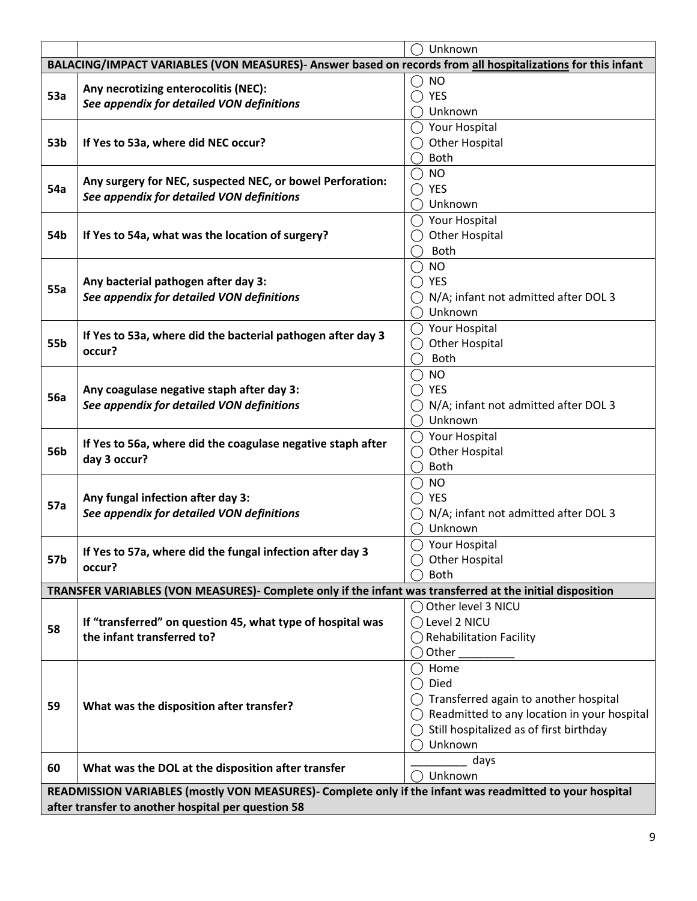| | | ◯ Unknown |
|---|---|---|
| **BALACING/IMPACT VARIABLES (VON MEASURES)- Answer based on records from <u>all hospitalizations</u> for this infant** | | |
| **53a** | **Any necrotizing enterocolitis (NEC):**<br>***See appendix for detailed VON definitions*** | ◯ NO<br>◯ YES<br>◯ Unknown |
| **53b** | **If Yes to 53a, where did NEC occur?** | ◯ Your Hospital<br>◯ Other Hospital<br>◯ Both |
| **54a** | **Any surgery for NEC, suspected NEC, or bowel Perforation:**<br>***See appendix for detailed VON definitions*** | ◯ NO<br>◯ YES<br>◯ Unknown |
| **54b** | **If Yes to 54a, what was the location of surgery?** | ◯ Your Hospital<br>◯ Other Hospital<br>◯ Both |
| **55a** | **Any bacterial pathogen after day 3:**<br>***See appendix for detailed VON definitions*** | ◯ NO<br>◯ YES<br>◯ N/A; infant not admitted after DOL 3<br>◯ Unknown |
| **55b** | **If Yes to 53a, where did the bacterial pathogen after day 3 occur?** | ◯ Your Hospital<br>◯ Other Hospital<br>◯ Both |
| **56a** | **Any coagulase negative staph after day 3:**<br>***See appendix for detailed VON definitions*** | ◯ NO<br>◯ YES<br>◯ N/A; infant not admitted after DOL 3<br>◯ Unknown |
| **56b** | **If Yes to 56a, where did the coagulase negative staph after day 3 occur?** | ◯ Your Hospital<br>◯ Other Hospital<br>◯ Both |
| **57a** | **Any fungal infection after day 3:**<br>***See appendix for detailed VON definitions*** | ◯ NO<br>◯ YES<br>◯ N/A; infant not admitted after DOL 3<br>◯ Unknown |
| **57b** | **If Yes to 57a, where did the fungal infection after day 3 occur?** | ◯ Your Hospital<br>◯ Other Hospital<br>◯ Both |
| **TRANSFER VARIABLES (VON MEASURES)- Complete only if the infant was transferred at the initial disposition** | | |
| **58** | **If "transferred" on question 45, what type of hospital was the infant transferred to?** | ◯ Other level 3 NICU<br>◯ Level 2 NICU<br>◯ Rehabilitation Facility<br>◯ Other _________ |
| **59** | **What was the disposition after transfer?** | ◯ Home<br>◯ Died<br>◯ Transferred again to another hospital<br>◯ Readmitted to any location in your hospital<br>◯ Still hospitalized as of first birthday<br>◯ Unknown |
| **60** | **What was the DOL at the disposition after transfer** | _________ days<br>◯ Unknown |
| **READMISSION VARIABLES (mostly VON MEASURES)- Complete only if the infant was readmitted to your hospital after transfer to another hospital per question 58** | | |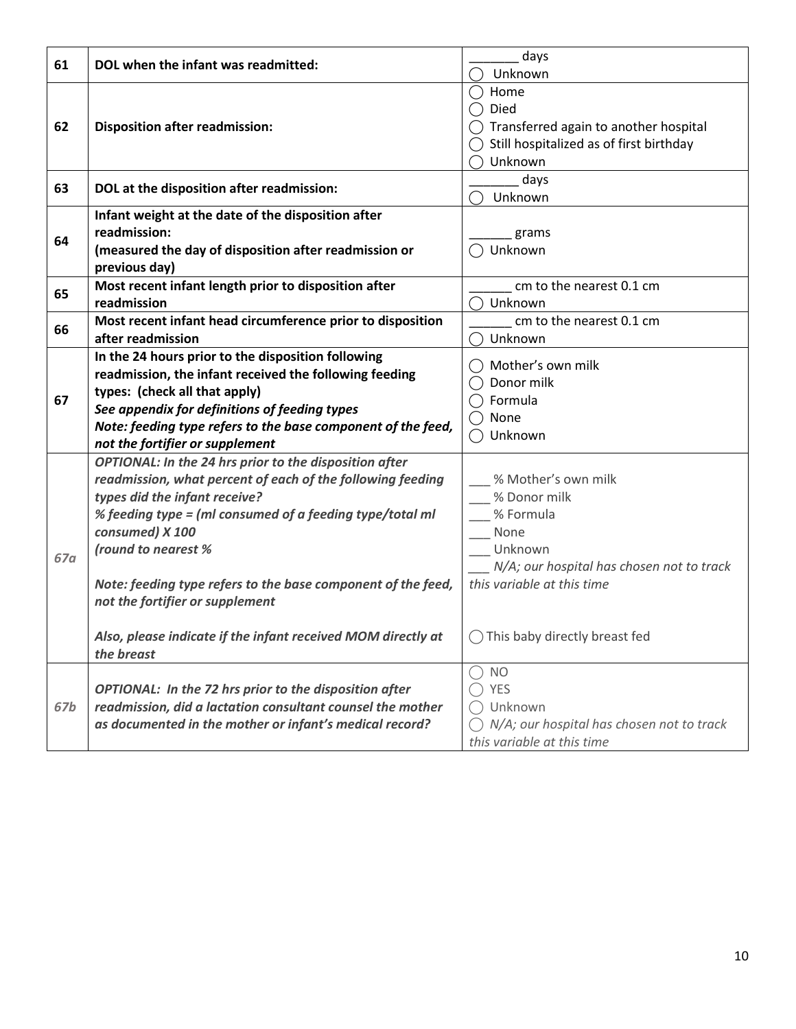| | | |
|---|---|---|
| **61** | **DOL when the infant was readmitted:** | _______ days<br>◯ Unknown |
| **62** | **Disposition after readmission:** | ◯ Home<br>◯ Died<br>◯ Transferred again to another hospital<br>◯ Still hospitalized as of first birthday<br>◯ Unknown |
| **63** | **DOL at the disposition after readmission:** | _______ days<br>◯ Unknown |
| **64** | **Infant weight at the date of the disposition after readmission:**<br>**(measured the day of disposition after readmission or previous day)** | ______ grams<br>◯ Unknown |
| **65** | **Most recent infant length prior to disposition after readmission** | ______ cm to the nearest 0.1 cm<br>◯ Unknown |
| **66** | **Most recent infant head circumference prior to disposition after readmission** | ______ cm to the nearest 0.1 cm<br>◯ Unknown |
| **67** | **In the 24 hours prior to the disposition following readmission, the infant received the following feeding types: (check all that apply)**<br>***See appendix for definitions of feeding types***<br>***Note: feeding type refers to the base component of the feed, not the fortifier or supplement*** | ◯ Mother's own milk<br>◯ Donor milk<br>◯ Formula<br>◯ None<br>◯ Unknown |
| ***67a*** | ***OPTIONAL: In the 24 hrs prior to the disposition after readmission, what percent of each of the following feeding types did the infant receive?***<br>***% feeding type = (ml consumed of a feeding type/total ml consumed) X 100***<br>***(round to nearest %***<br><br>***Note: feeding type refers to the base component of the feed, not the fortifier or supplement***<br><br>***Also, please indicate if the infant received MOM directly at the breast*** | ___ % Mother's own milk<br>___ % Donor milk<br>___ % Formula<br>___ None<br>___ Unknown<br>___ *N/A; our hospital has chosen not to track this variable at this time*<br><br>◯ This baby directly breast fed |
| ***67b*** | ***OPTIONAL: In the 72 hrs prior to the disposition after readmission, did a lactation consultant counsel the mother as documented in the mother or infant's medical record?*** | ◯ NO<br>◯ YES<br>◯ Unknown<br>◯ *N/A; our hospital has chosen not to track this variable at this time* |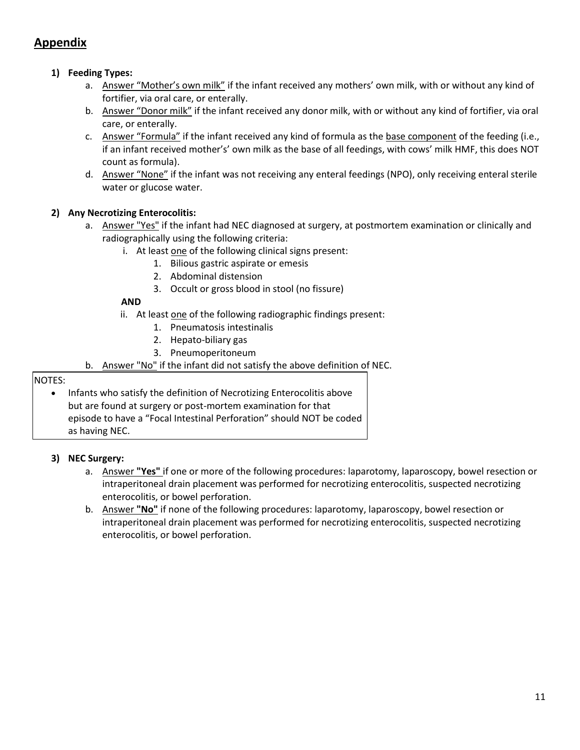## Appendix

1) **Feeding Types:**
    a. Answer "Mother's own milk" if the infant received any mothers' own milk, with or without any kind of fortifier, via oral care, or enterally.
    b. Answer "Donor milk" if the infant received any donor milk, with or without any kind of fortifier, via oral care, or enterally.
    c. Answer "Formula" if the infant received any kind of formula as the base component of the feeding (i.e., if an infant received mother's' own milk as the base of all feedings, with cows' milk HMF, this does NOT count as formula).
    d. Answer "None" if the infant was not receiving any enteral feedings (NPO), only receiving enteral sterile water or glucose water.

2) **Any Necrotizing Enterocolitis:**
    a. Answer "Yes" if the infant had NEC diagnosed at surgery, at postmortem examination or clinically and radiographically using the following criteria:
        i. At least one of the following clinical signs present:
            1. Bilious gastric aspirate or emesis
            2. Abdominal distension
            3. Occult or gross blood in stool (no fissure)

        **AND**

        ii. At least one of the following radiographic findings present:
            1. Pneumatosis intestinalis
            2. Hepato-biliary gas
            3. Pneumoperitoneum
    b. Answer "No" if the infant did not satisfy the above definition of NEC.

NOTES:

- Infants who satisfy the definition of Necrotizing Enterocolitis above but are found at surgery or post-mortem examination for that episode to have a "Focal Intestinal Perforation" should NOT be coded as having NEC.

3) **NEC Surgery:**
    a. Answer **"Yes"** if one or more of the following procedures: laparotomy, laparoscopy, bowel resection or intraperitoneal drain placement was performed for necrotizing enterocolitis, suspected necrotizing enterocolitis, or bowel perforation.
    b. Answer **"No"** if none of the following procedures: laparotomy, laparoscopy, bowel resection or intraperitoneal drain placement was performed for necrotizing enterocolitis, suspected necrotizing enterocolitis, or bowel perforation.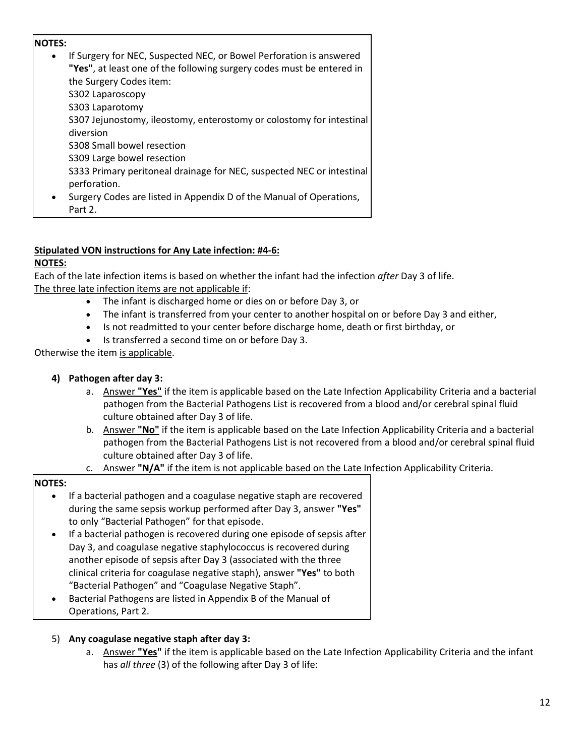**NOTES:**

- If Surgery for NEC, Suspected NEC, or Bowel Perforation is answered **"Yes"**, at least one of the following surgery codes must be entered in the Surgery Codes item:
  S302 Laparoscopy
  S303 Laparotomy
  S307 Jejunostomy, ileostomy, enterostomy or colostomy for intestinal diversion
  S308 Small bowel resection
  S309 Large bowel resection
  S333 Primary peritoneal drainage for NEC, suspected NEC or intestinal perforation.
- Surgery Codes are listed in Appendix D of the Manual of Operations, Part 2.

**Stipulated VON instructions for Any Late infection: #4-6:**

**NOTES:**

Each of the late infection items is based on whether the infant had the infection *after* Day 3 of life.

The three late infection items are not applicable if:

- The infant is discharged home or dies on or before Day 3, or
- The infant is transferred from your center to another hospital on or before Day 3 and either,
- Is not readmitted to your center before discharge home, death or first birthday, or
- Is transferred a second time on or before Day 3.

Otherwise the item is applicable.

4) **Pathogen after day 3:**
   a. Answer **"Yes"** if the item is applicable based on the Late Infection Applicability Criteria and a bacterial pathogen from the Bacterial Pathogens List is recovered from a blood and/or cerebral spinal fluid culture obtained after Day 3 of life.
   b. Answer **"No"** if the item is applicable based on the Late Infection Applicability Criteria and a bacterial pathogen from the Bacterial Pathogens List is not recovered from a blood and/or cerebral spinal fluid culture obtained after Day 3 of life.
   c. Answer **"N/A"** if the item is not applicable based on the Late Infection Applicability Criteria.

**NOTES:**

- If a bacterial pathogen and a coagulase negative staph are recovered during the same sepsis workup performed after Day 3, answer **"Yes"** to only "Bacterial Pathogen" for that episode.
- If a bacterial pathogen is recovered during one episode of sepsis after Day 3, and coagulase negative staphylococcus is recovered during another episode of sepsis after Day 3 (associated with the three clinical criteria for coagulase negative staph), answer **"Yes"** to both "Bacterial Pathogen" and "Coagulase Negative Staph".
- Bacterial Pathogens are listed in Appendix B of the Manual of Operations, Part 2.

5) **Any coagulase negative staph after day 3:**
   a. Answer **"Yes"** if the item is applicable based on the Late Infection Applicability Criteria and the infant has *all three* (3) of the following after Day 3 of life: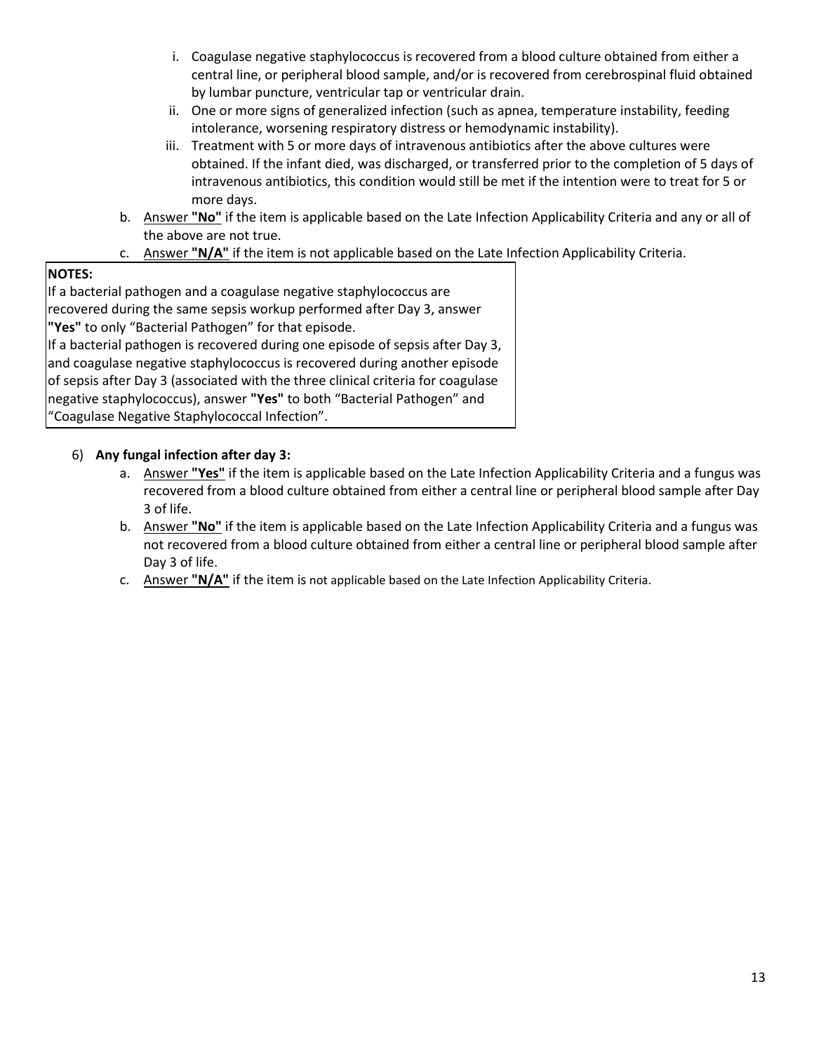i. Coagulase negative staphylococcus is recovered from a blood culture obtained from either a central line, or peripheral blood sample, and/or is recovered from cerebrospinal fluid obtained by lumbar puncture, ventricular tap or ventricular drain.
   ii. One or more signs of generalized infection (such as apnea, temperature instability, feeding intolerance, worsening respiratory distress or hemodynamic instability).
   iii. Treatment with 5 or more days of intravenous antibiotics after the above cultures were obtained. If the infant died, was discharged, or transferred prior to the completion of 5 days of intravenous antibiotics, this condition would still be met if the intention were to treat for 5 or more days.

b. Answer **"No"** if the item is applicable based on the Late Infection Applicability Criteria and any or all of the above are not true.

c. Answer **"N/A"** if the item is not applicable based on the Late Infection Applicability Criteria.

**NOTES:**
If a bacterial pathogen and a coagulase negative staphylococcus are recovered during the same sepsis workup performed after Day 3, answer **"Yes"** to only "Bacterial Pathogen" for that episode.
If a bacterial pathogen is recovered during one episode of sepsis after Day 3, and coagulase negative staphylococcus is recovered during another episode of sepsis after Day 3 (associated with the three clinical criteria for coagulase negative staphylococcus), answer **"Yes"** to both "Bacterial Pathogen" and "Coagulase Negative Staphylococcal Infection".

6) **Any fungal infection after day 3:**
   a. Answer **"Yes"** if the item is applicable based on the Late Infection Applicability Criteria and a fungus was recovered from a blood culture obtained from either a central line or peripheral blood sample after Day 3 of life.
   b. Answer **"No"** if the item is applicable based on the Late Infection Applicability Criteria and a fungus was not recovered from a blood culture obtained from either a central line or peripheral blood sample after Day 3 of life.
   c. Answer **"N/A"** if the item is not applicable based on the Late Infection Applicability Criteria.